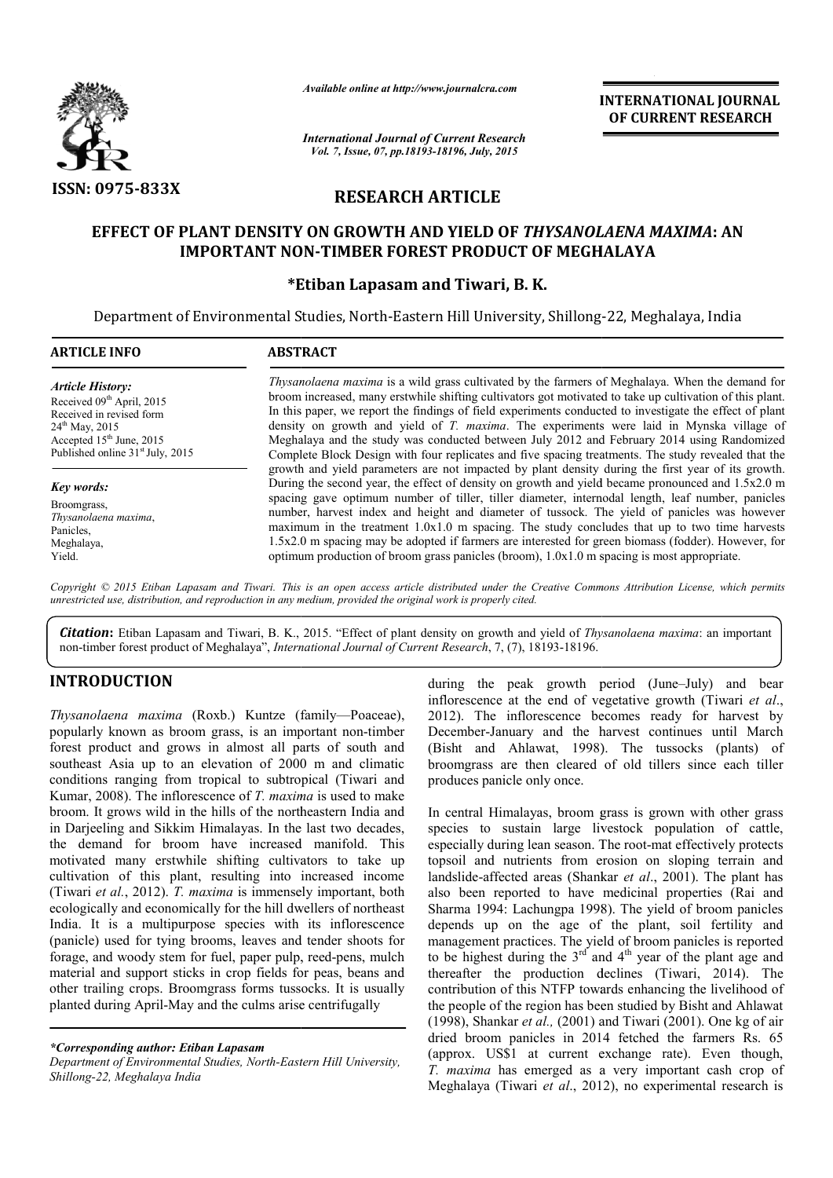# EFFECT OF PLANT DENSITY ON GROWTH AND YIELD OF *THYSANOLAENA MAXIMA*: AN IMPORTANT NON-TIMBER FOREST PRODUCT OF MEGHALAYA

**\*Etiban Lapasam and Tiwari, B. K.**

Department of Environmental Studies, North-Eastern Hill University, Shillong-22, Meghalaya, India

## ARTICLE INFO

*Article History:*
Received 09th April, 2015
Received in revised form 24th May, 2015
Accepted 15th June, 2015
Published online 31st July, 2015

*Key words:*
Broomgrass,
*Thysanolaena maxima*,
Panicles,
Meghalaya,
Yield.

## ABSTRACT

*Thysanolaena maxima* is a wild grass cultivated by the farmers of Meghalaya. When the demand for broom increased, many erstwhile shifting cultivators got motivated to take up cultivation of this plant. In this paper, we report the findings of field experiments conducted to investigate the effect of plant density on growth and yield of *T. maxima*. The experiments were laid in Mynska village of Meghalaya and the study was conducted between July 2012 and February 2014 using Randomized Complete Block Design with four replicates and five spacing treatments. The study revealed that the growth and yield parameters are not impacted by plant density during the first year of its growth. During the second year, the effect of density on growth and yield became pronounced and 1.5x2.0 m spacing gave optimum number of tiller, tiller diameter, internodal length, leaf number, panicles number, harvest index and height and diameter of tussock. The yield of panicles was however maximum in the treatment 1.0x1.0 m spacing. The study concludes that up to two time harvests 1.5x2.0 m spacing may be adopted if farmers are interested for green biomass (fodder). However, for optimum production of broom grass panicles (broom), 1.0x1.0 m spacing is most appropriate.

*Copyright © 2015 Etiban Lapasam and Tiwari. This is an open access article distributed under the Creative Commons Attribution License, which permits unrestricted use, distribution, and reproduction in any medium, provided the original work is properly cited.*

***Citation*: Etiban Lapasam and Tiwari, B. K., 2015. "Effect of plant density on growth and yield of *Thysanolaena maxima*: an important non-timber forest product of Meghalaya", *International Journal of Current Research*, 7, (7), 18193-18196.**

## INTRODUCTION

*Thysanolaena maxima* (Roxb.) Kuntze (family—Poaceae), popularly known as broom grass, is an important non-timber forest product and grows in almost all parts of south and southeast Asia up to an elevation of 2000 m and climatic conditions ranging from tropical to subtropical (Tiwari and Kumar, 2008). The inflorescence of *T. maxima* is used to make broom. It grows wild in the hills of the northeastern India and in Darjeeling and Sikkim Himalayas. In the last two decades, the demand for broom have increased manifold. This motivated many erstwhile shifting cultivators to take up cultivation of this plant, resulting into increased income (Tiwari *et al.*, 2012). *T. maxima* is immensely important, both ecologically and economically for the hill dwellers of northeast India. It is a multipurpose species with its inflorescence (panicle) used for tying brooms, leaves and tender shoots for forage, and woody stem for fuel, paper pulp, reed-pens, mulch material and support sticks in crop fields for peas, beans and other trailing crops. Broomgrass forms tussocks. It is usually planted during April-May and the culms arise centrifugally during the peak growth period (June–July) and bear inflorescence at the end of vegetative growth (Tiwari *et al*., 2012). The inflorescence becomes ready for harvest by December-January and the harvest continues until March (Bisht and Ahlawat, 1998). The tussocks (plants) of broomgrass are then cleared of old tillers since each tiller produces panicle only once.

In central Himalayas, broom grass is grown with other grass species to sustain large livestock population of cattle, especially during lean season. The root-mat effectively protects topsoil and nutrients from erosion on sloping terrain and landslide-affected areas (Shankar *et al*., 2001). The plant has also been reported to have medicinal properties (Rai and Sharma 1994: Lachungpa 1998). The yield of broom panicles depends up on the age of the plant, soil fertility and management practices. The yield of broom panicles is reported to be highest during the 3rd and 4th year of the plant age and thereafter the production declines (Tiwari, 2014). The contribution of this NTFP towards enhancing the livelihood of the people of the region has been studied by Bisht and Ahlawat (1998), Shankar *et al.,* (2001) and Tiwari (2001). One kg of air dried broom panicles in 2014 fetched the farmers Rs. 65 (approx. US$1 at current exchange rate). Even though, *T. maxima* has emerged as a very important cash crop of Meghalaya (Tiwari *et al*., 2012), no experimental research is

*\*Corresponding author: Etiban Lapasam*
*Department of Environmental Studies, North-Eastern Hill University, Shillong-22, Meghalaya India*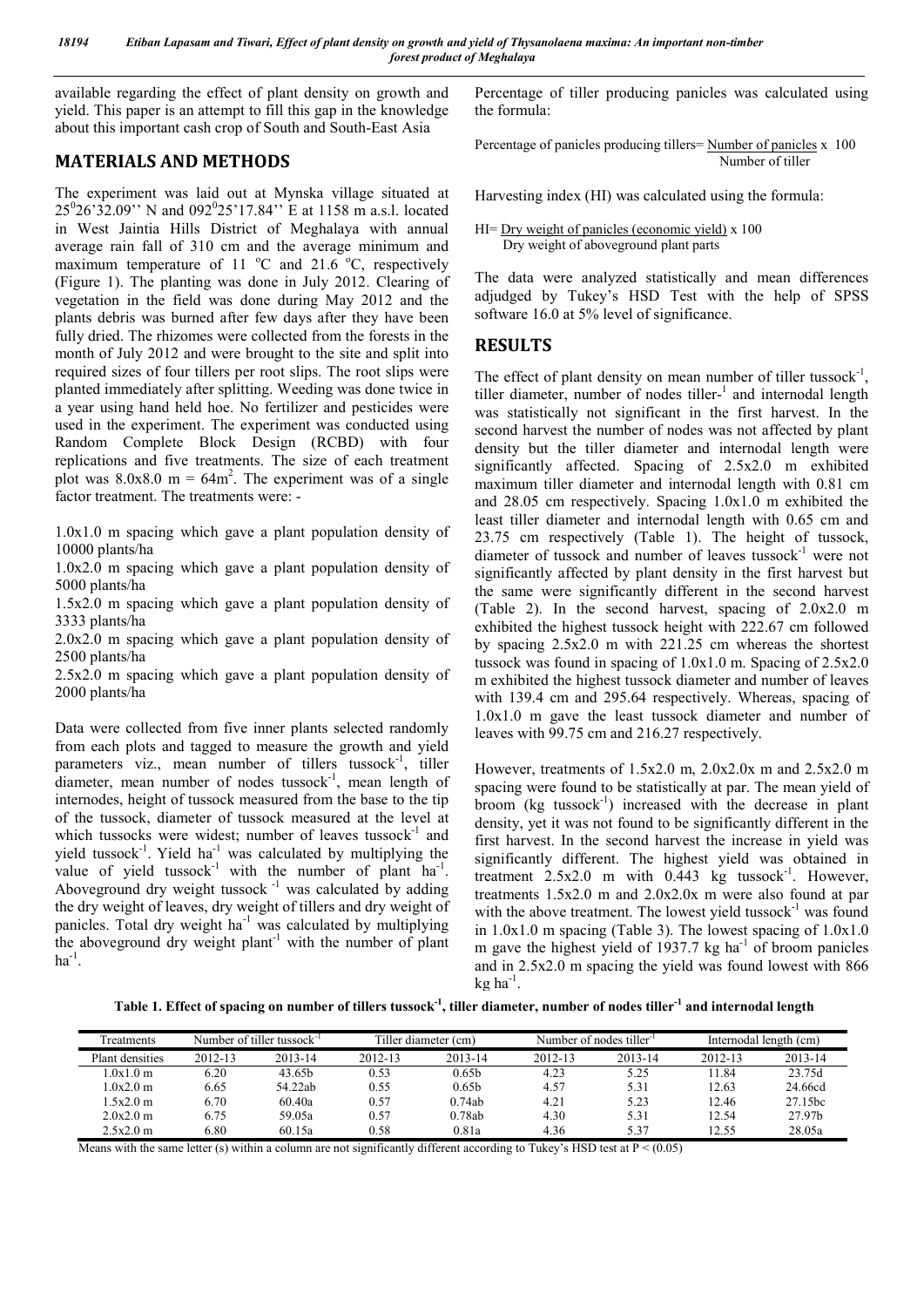available regarding the effect of plant density on growth and yield. This paper is an attempt to fill this gap in the knowledge about this important cash crop of South and South-East Asia

## MATERIALS AND METHODS

The experiment was laid out at Mynska village situated at $25^0 26'32.09''$ N and $092^0 25'17.84''$ E at 1158 m a.s.l. located in West Jaintia Hills District of Meghalaya with annual average rain fall of 310 cm and the average minimum and maximum temperature of 11 °C and 21.6 °C, respectively (Figure 1). The planting was done in July 2012. Clearing of vegetation in the field was done during May 2012 and the plants debris was burned after few days after they have been fully dried. The rhizomes were collected from the forests in the month of July 2012 and were brought to the site and split into required sizes of four tillers per root slips. The root slips were planted immediately after splitting. Weeding was done twice in a year using hand held hoe. No fertilizer and pesticides were used in the experiment. The experiment was conducted using Random Complete Block Design (RCBD) with four replications and five treatments. The size of each treatment plot was 8.0x8.0 m = $64m^2$. The experiment was of a single factor treatment. The treatments were: -

1.0x1.0 m spacing which gave a plant population density of 10000 plants/ha

1.0x2.0 m spacing which gave a plant population density of 5000 plants/ha

1.5x2.0 m spacing which gave a plant population density of 3333 plants/ha

2.0x2.0 m spacing which gave a plant population density of 2500 plants/ha

2.5x2.0 m spacing which gave a plant population density of 2000 plants/ha

Data were collected from five inner plants selected randomly from each plots and tagged to measure the growth and yield parameters viz., mean number of tillers tussock$^{-1}$, tiller diameter, mean number of nodes tussock$^{-1}$, mean length of internodes, height of tussock measured from the base to the tip of the tussock, diameter of tussock measured at the level at which tussocks were widest; number of leaves tussock$^{-1}$ and yield tussock$^{-1}$. Yield ha$^{-1}$ was calculated by multiplying the value of yield tussock$^{-1}$ with the number of plant ha$^{-1}$. Aboveground dry weight tussock $^{-1}$ was calculated by adding the dry weight of leaves, dry weight of tillers and dry weight of panicles. Total dry weight ha$^{-1}$ was calculated by multiplying the aboveground dry weight plant$^{-1}$ with the number of plant ha$^{-1}$.

Percentage of tiller producing panicles was calculated using the formula:

$$\text{Percentage of panicles producing tillers} = \frac{\text{Number of panicles}}{\text{Number of tiller}} \times 100$$

Harvesting index (HI) was calculated using the formula:

$$\text{HI} = \frac{\text{Dry weight of panicles (economic yield)}}{\text{Dry weight of aboveground plant parts}} \times 100$$

The data were analyzed statistically and mean differences adjudged by Tukey's HSD Test with the help of SPSS software 16.0 at 5% level of significance.

## RESULTS

The effect of plant density on mean number of tiller tussock$^{-1}$, tiller diameter, number of nodes tiller-$^{1}$ and internodal length was statistically not significant in the first harvest. In the second harvest the number of nodes was not affected by plant density but the tiller diameter and internodal length were significantly affected. Spacing of 2.5x2.0 m exhibited maximum tiller diameter and internodal length with 0.81 cm and 28.05 cm respectively. Spacing 1.0x1.0 m exhibited the least tiller diameter and internodal length with 0.65 cm and 23.75 cm respectively (Table 1). The height of tussock, diameter of tussock and number of leaves tussock$^{-1}$ were not significantly affected by plant density in the first harvest but the same were significantly different in the second harvest (Table 2). In the second harvest, spacing of 2.0x2.0 m exhibited the highest tussock height with 222.67 cm followed by spacing 2.5x2.0 m with 221.25 cm whereas the shortest tussock was found in spacing of 1.0x1.0 m. Spacing of 2.5x2.0 m exhibited the highest tussock diameter and number of leaves with 139.4 cm and 295.64 respectively. Whereas, spacing of 1.0x1.0 m gave the least tussock diameter and number of leaves with 99.75 cm and 216.27 respectively.

However, treatments of 1.5x2.0 m, 2.0x2.0x m and 2.5x2.0 m spacing were found to be statistically at par. The mean yield of broom (kg tussock$^{-1}$) increased with the decrease in plant density, yet it was not found to be significantly different in the first harvest. In the second harvest the increase in yield was significantly different. The highest yield was obtained in treatment 2.5x2.0 m with 0.443 kg tussock$^{-1}$. However, treatments 1.5x2.0 m and 2.0x2.0x m were also found at par with the above treatment. The lowest yield tussock$^{-1}$ was found in 1.0x1.0 m spacing (Table 3). The lowest spacing of 1.0x1.0 m gave the highest yield of 1937.7 kg ha$^{-1}$ of broom panicles and in 2.5x2.0 m spacing the yield was found lowest with 866 kg ha$^{-1}$.

**Table 1. Effect of spacing on number of tillers tussock$^{-1}$, tiller diameter, number of nodes tiller$^{-1}$ and internodal length**

| Treatments | Number of tiller tussock$^{-1}$ | | Tiller diameter (cm) | | Number of nodes tiller$^{-1}$ | | Internodal length (cm) | |
|---|---|---|---|---|---|---|---|---|
| Plant densities | 2012-13 | 2013-14 | 2012-13 | 2013-14 | 2012-13 | 2013-14 | 2012-13 | 2013-14 |
| 1.0x1.0 m | 6.20 | 43.65b | 0.53 | 0.65b | 4.23 | 5.25 | 11.84 | 23.75d |
| 1.0x2.0 m | 6.65 | 54.22ab | 0.55 | 0.65b | 4.57 | 5.31 | 12.63 | 24.66cd |
| 1.5x2.0 m | 6.70 | 60.40a | 0.57 | 0.74ab | 4.21 | 5.23 | 12.46 | 27.15bc |
| 2.0x2.0 m | 6.75 | 59.05a | 0.57 | 0.78ab | 4.30 | 5.31 | 12.54 | 27.97b |
| 2.5x2.0 m | 6.80 | 60.15a | 0.58 | 0.81a | 4.36 | 5.37 | 12.55 | 28.05a |

Means with the same letter (s) within a column are not significantly different according to Tukey's HSD test at $P < (0.05)$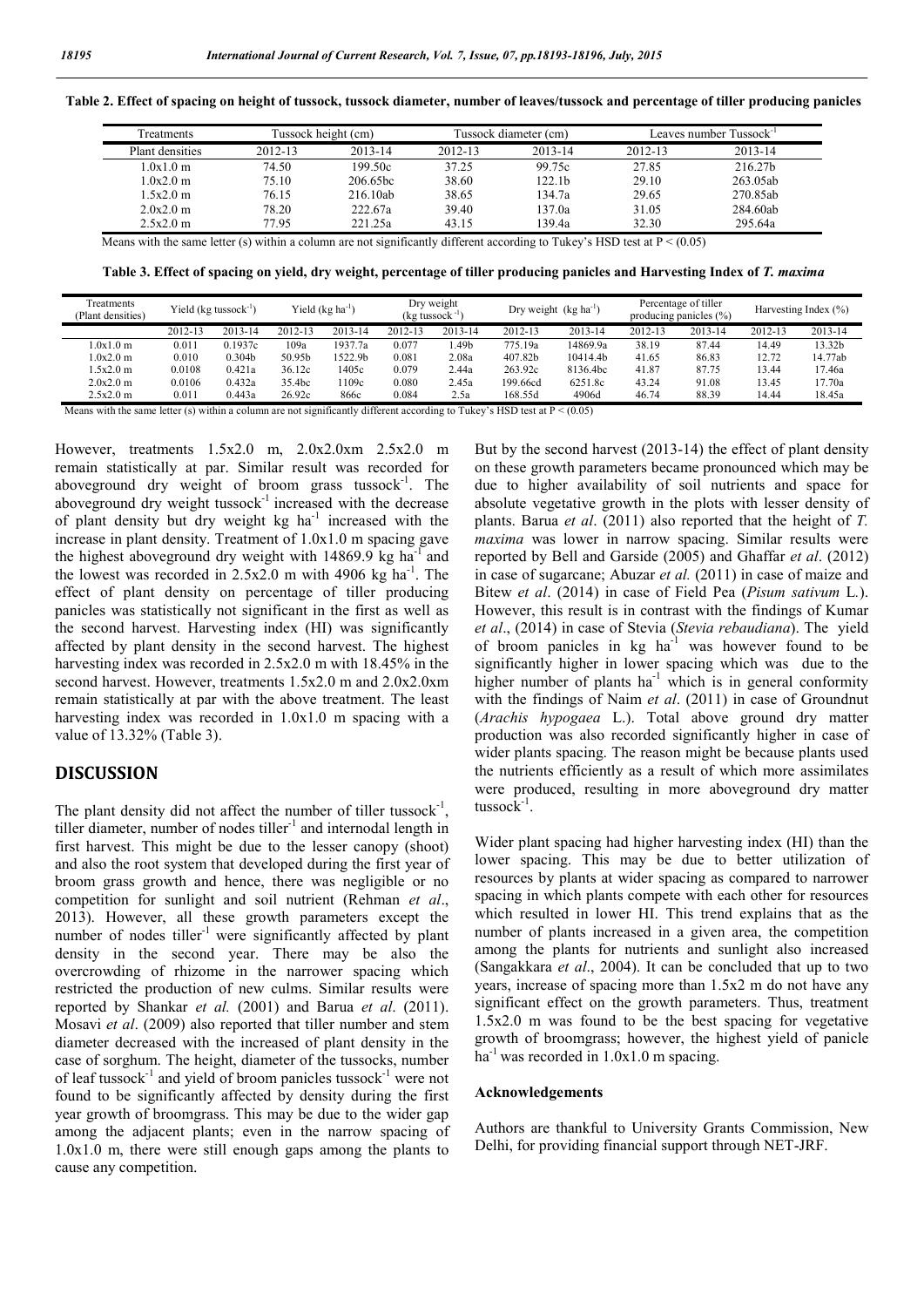**Table 2. Effect of spacing on height of tussock, tussock diameter, number of leaves/tussock and percentage of tiller producing panicles**

| Treatments | Tussock height (cm) | | Tussock diameter (cm) | | Leaves number Tussock$^{-1}$ | |
|---|---|---|---|---|---|---|
| Plant densities | 2012-13 | 2013-14 | 2012-13 | 2013-14 | 2012-13 | 2013-14 |
| 1.0x1.0 m | 74.50 | 199.50c | 37.25 | 99.75c | 27.85 | 216.27b |
| 1.0x2.0 m | 75.10 | 206.65bc | 38.60 | 122.1b | 29.10 | 263.05ab |
| 1.5x2.0 m | 76.15 | 216.10ab | 38.65 | 134.7a | 29.65 | 270.85ab |
| 2.0x2.0 m | 78.20 | 222.67a | 39.40 | 137.0a | 31.05 | 284.60ab |
| 2.5x2.0 m | 77.95 | 221.25a | 43.15 | 139.4a | 32.30 | 295.64a |

Means with the same letter (s) within a column are not significantly different according to Tukey's HSD test at P < (0.05)

**Table 3. Effect of spacing on yield, dry weight, percentage of tiller producing panicles and Harvesting Index of *T. maxima***

| Treatments (Plant densities) | Yield (kg tussock$^{-1}$) | | Yield (kg ha$^{-1}$) | | Dry weight (kg tussock$^{-1}$) | | Dry weight (kg ha$^{-1}$) | | Percentage of tiller producing panicles (%) | | Harvesting Index (%) | |
|---|---|---|---|---|---|---|---|---|---|---|---|---|
| | 2012-13 | 2013-14 | 2012-13 | 2013-14 | 2012-13 | 2013-14 | 2012-13 | 2013-14 | 2012-13 | 2013-14 | 2012-13 | 2013-14 |
| 1.0x1.0 m | 0.011 | 0.1937c | 109a | 1937.7a | 0.077 | 1.49b | 775.19a | 14869.9a | 38.19 | 87.44 | 14.49 | 13.32b |
| 1.0x2.0 m | 0.010 | 0.304b | 50.95b | 1522.9b | 0.081 | 2.08a | 407.82b | 10414.4b | 41.65 | 86.83 | 12.72 | 14.77ab |
| 1.5x2.0 m | 0.0108 | 0.421a | 36.12c | 1405c | 0.079 | 2.44a | 263.92c | 8136.4bc | 41.87 | 87.75 | 13.44 | 17.46a |
| 2.0x2.0 m | 0.0106 | 0.432a | 35.4bc | 1109c | 0.080 | 2.45a | 199.66cd | 6251.8c | 43.24 | 91.08 | 13.45 | 17.70a |
| 2.5x2.0 m | 0.011 | 0.443a | 26.92c | 866c | 0.084 | 2.5a | 168.55d | 4906d | 46.74 | 88.39 | 14.44 | 18.45a |

Means with the same letter (s) within a column are not significantly different according to Tukey's HSD test at P < (0.05)

However, treatments 1.5x2.0 m, 2.0x2.0xm 2.5x2.0 m remain statistically at par. Similar result was recorded for aboveground dry weight of broom grass tussock$^{-1}$. The aboveground dry weight tussock$^{-1}$ increased with the decrease of plant density but dry weight kg ha$^{-1}$ increased with the increase in plant density. Treatment of 1.0x1.0 m spacing gave the highest aboveground dry weight with 14869.9 kg ha$^{-1}$ and the lowest was recorded in 2.5x2.0 m with 4906 kg ha$^{-1}$. The effect of plant density on percentage of tiller producing panicles was statistically not significant in the first as well as the second harvest. Harvesting index (HI) was significantly affected by plant density in the second harvest. The highest harvesting index was recorded in 2.5x2.0 m with 18.45% in the second harvest. However, treatments 1.5x2.0 m and 2.0x2.0xm remain statistically at par with the above treatment. The least harvesting index was recorded in 1.0x1.0 m spacing with a value of 13.32% (Table 3).

## DISCUSSION

The plant density did not affect the number of tiller tussock$^{-1}$, tiller diameter, number of nodes tiller$^{-1}$ and internodal length in first harvest. This might be due to the lesser canopy (shoot) and also the root system that developed during the first year of broom grass growth and hence, there was negligible or no competition for sunlight and soil nutrient (Rehman *et al*., 2013). However, all these growth parameters except the number of nodes tiller$^{-1}$ were significantly affected by plant density in the second year. There may be also the overcrowding of rhizome in the narrower spacing which restricted the production of new culms. Similar results were reported by Shankar *et al.* (2001) and Barua *et al*. (2011). Mosavi *et al*. (2009) also reported that tiller number and stem diameter decreased with the increased of plant density in the case of sorghum. The height, diameter of the tussocks, number of leaf tussock$^{-1}$ and yield of broom panicles tussock$^{-1}$ were not found to be significantly affected by density during the first year growth of broomgrass. This may be due to the wider gap among the adjacent plants; even in the narrow spacing of 1.0x1.0 m, there were still enough gaps among the plants to cause any competition.

But by the second harvest (2013-14) the effect of plant density on these growth parameters became pronounced which may be due to higher availability of soil nutrients and space for absolute vegetative growth in the plots with lesser density of plants. Barua *et al*. (2011) also reported that the height of *T. maxima* was lower in narrow spacing. Similar results were reported by Bell and Garside (2005) and Ghaffar *et al*. (2012) in case of sugarcane; Abuzar *et al.* (2011) in case of maize and Bitew *et al*. (2014) in case of Field Pea (*Pisum sativum* L.). However, this result is in contrast with the findings of Kumar *et al*., (2014) in case of Stevia (*Stevia rebaudiana*). The yield of broom panicles in kg ha$^{-1}$ was however found to be significantly higher in lower spacing which was due to the higher number of plants ha$^{-1}$ which is in general conformity with the findings of Naim *et al*. (2011) in case of Groundnut (*Arachis hypogaea* L.). Total above ground dry matter production was also recorded significantly higher in case of wider plants spacing. The reason might be because plants used the nutrients efficiently as a result of which more assimilates were produced, resulting in more aboveground dry matter tussock$^{-1}$.

Wider plant spacing had higher harvesting index (HI) than the lower spacing. This may be due to better utilization of resources by plants at wider spacing as compared to narrower spacing in which plants compete with each other for resources which resulted in lower HI. This trend explains that as the number of plants increased in a given area, the competition among the plants for nutrients and sunlight also increased (Sangakkara *et al*., 2004). It can be concluded that up to two years, increase of spacing more than 1.5x2 m do not have any significant effect on the growth parameters. Thus, treatment 1.5x2.0 m was found to be the best spacing for vegetative growth of broomgrass; however, the highest yield of panicle ha$^{-1}$ was recorded in 1.0x1.0 m spacing.

### Acknowledgements

Authors are thankful to University Grants Commission, New Delhi, for providing financial support through NET-JRF.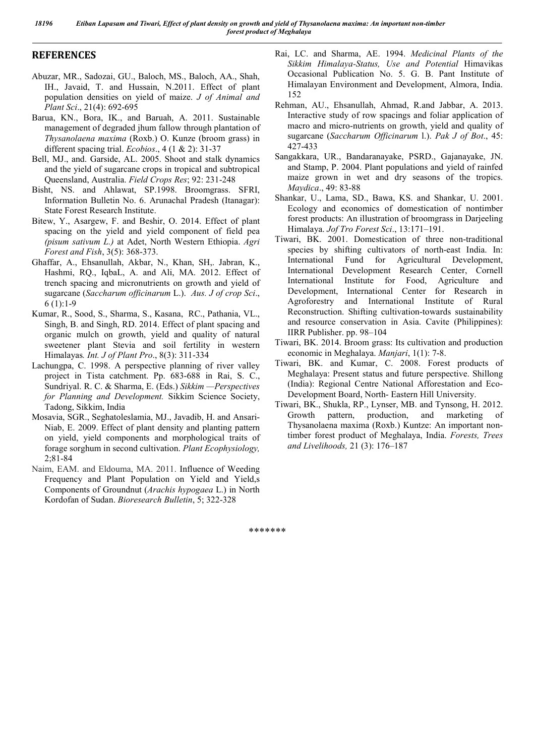## REFERENCES

Abuzar, MR., Sadozai, GU., Baloch, MS., Baloch, AA., Shah, IH., Javaid, T. and Hussain, N.2011. Effect of plant population densities on yield of maize. *J of Animal and Plant Sci*., 21(4): 692-695

Barua, KN., Bora, IK., and Baruah, A. 2011. Sustainable management of degraded jhum fallow through plantation of *Thysanolaena maxima* (Roxb.) O. Kunze (broom grass) in different spacing trial. *Ecobios*., 4 (1 & 2): 31-37

Bell, MJ., and. Garside, AL. 2005. Shoot and stalk dynamics and the yield of sugarcane crops in tropical and subtropical Queensland, Australia. *Field Crops Res*; 92: 231-248

Bisht, NS. and Ahlawat, SP.1998. Broomgrass. SFRI, Information Bulletin No. 6. Arunachal Pradesh (Itanagar): State Forest Research Institute.

Bitew, Y., Asargew, F. and Beshir, O. 2014. Effect of plant spacing on the yield and yield component of field pea *(pisum sativum L.)* at Adet, North Western Ethiopia. *Agri Forest and Fish*, 3(5): 368-373.

Ghaffar, A., Ehsanullah, Akbar, N., Khan, SH,. Jabran, K., Hashmi, RQ., IqbaL, A. and Ali, MA. 2012. Effect of trench spacing and micronutrients on growth and yield of sugarcane (*Saccharum officinarum* L.). *Aus. J of crop Sci*., 6 (1):1-9

Kumar, R., Sood, S., Sharma, S., Kasana, RC., Pathania, VL., Singh, B. and Singh, RD. 2014. Effect of plant spacing and organic mulch on growth, yield and quality of natural sweetener plant Stevia and soil fertility in western Himalayas*. Int. J of Plant Pro*., 8(3): 311-334

Lachungpa, C. 1998. A perspective planning of river valley project in Tista catchment. Pp. 683-688 in Rai, S. C., Sundriyal. R. C. & Sharma, E. (Eds.) *Sikkim —Perspectives for Planning and Development.* Sikkim Science Society, Tadong, Sikkim, India

Mosavia, SGR., Seghatoleslamia, MJ., Javadib, H. and Ansari-Niab, E. 2009. Effect of plant density and planting pattern on yield, yield components and morphological traits of forage sorghum in second cultivation. *Plant Ecophysiology,* 2;81-84

Naim, EAM. and Eldouma, MA. 2011. Influence of Weeding Frequency and Plant Population on Yield and Yield,s Components of Groundnut (*Arachis hypogaea* L.) in North Kordofan of Sudan. *Bioresearch Bulletin*, 5; 322-328

Rai, LC. and Sharma, AE. 1994. *Medicinal Plants of the Sikkim Himalaya-Status, Use and Potential* Himavikas Occasional Publication No. 5. G. B. Pant Institute of Himalayan Environment and Development, Almora, India. 152

Rehman, AU., Ehsanullah, Ahmad, R.and Jabbar, A. 2013. Interactive study of row spacings and foliar application of macro and micro-nutrients on growth, yield and quality of sugarcane (*Saccharum Officinarum* l.). *Pak J of Bot*., 45: 427-433

Sangakkara, UR., Bandaranayake, PSRD., Gajanayake, JN. and Stamp, P. 2004. Plant populations and yield of rainfed maize grown in wet and dry seasons of the tropics. *Maydica*., 49: 83-88

Shankar, U., Lama, SD., Bawa, KS. and Shankar, U. 2001. Ecology and economics of domestication of nontimber forest products: An illustration of broomgrass in Darjeeling Himalaya. *Jof Tro Forest Sci*., 13:171–191.

Tiwari, BK. 2001. Domestication of three non-traditional species by shifting cultivators of north-east India. In: International Fund for Agricultural Development, International Development Research Center, Cornell International Institute for Food, Agriculture and Development, International Center for Research in Agroforestry and International Institute of Rural Reconstruction. Shifting cultivation-towards sustainability and resource conservation in Asia. Cavite (Philippines): IIRR Publisher. pp. 98–104

Tiwari, BK. 2014. Broom grass: Its cultivation and production economic in Meghalaya. *Manjari*, 1(1): 7-8.

Tiwari, BK. and Kumar, C. 2008. Forest products of Meghalaya: Present status and future perspective. Shillong (India): Regional Centre National Afforestation and Eco-Development Board, North- Eastern Hill University.

Tiwari, BK., Shukla, RP., Lynser, MB. and Tynsong, H. 2012. Growth pattern, production, and marketing of Thysanolaena maxima (Roxb.) Kuntze: An important non-timber forest product of Meghalaya, India. *Forests, Trees and Livelihoods,* 21 (3): 176–187

\*\*\*\*\*\*\*